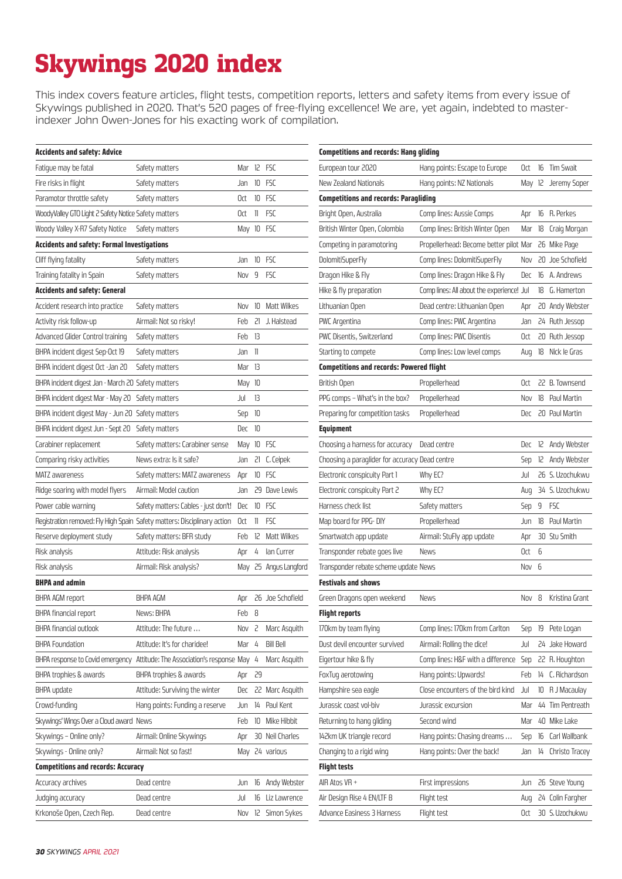# Skywings 2020 index

This index covers feature articles, flight tests, competition reports, letters and safety items from every issue of Skywings published in 2020. That's 520 pages of free-flying excellence! We are, yet again, indebted to master-indexer John Owen-Jones for his exacting work of compilation.

| **Accidents and safety: Advice** | | | | |
|---|---|---|---|---|
| Fatigue may be fatal | Safety matters | Mar | 12 | FSC |
| Fire risks in flight | Safety matters | Jan | 10 | FSC |
| Paramotor throttle safety | Safety matters | Oct | 10 | FSC |
| WoodyValley GTO Light 2 Safety Notice | Safety matters | Oct | 11 | FSC |
| Woody Valley X-R7 Safety Notice | Safety matters | May | 10 | FSC |
| **Accidents and safety: Formal Investigations** | | | | |
| Cliff flying fatality | Safety matters | Jan | 10 | FSC |
| Training fatality in Spain | Safety matters | Nov | 9 | FSC |
| **Accidents and safety: General** | | | | |
| Accident research into practice | Safety matters | Nov | 10 | Matt Wilkes |
| Activity risk follow-up | Airmail: Not so risky! | Feb | 21 | J. Halstead |
| Advanced Glider Control training | Safety matters | Feb | 13 | |
| BHPA incident digest Sep-Oct 19 | Safety matters | Jan | 11 | |
| BHPA incident digest Oct -Jan 20 | Safety matters | Mar | 13 | |
| BHPA incident digest Jan - March 20 | Safety matters | May | 10 | |
| BHPA incident digest Mar - May 20 | Safety matters | Jul | 13 | |
| BHPA incident digest May - Jun 20 | Safety matters | Sep | 10 | |
| BHPA incident digest Jun - Sept 20 | Safety matters | Dec | 10 | |
| Carabiner replacement | Safety matters: Carabiner sense | May | 10 | FSC |
| Comparing risky activities | News extra: Is it safe? | Jan | 21 | C. Ceipek |
| MATZ awareness | Safety matters: MATZ awareness | Apr | 10 | FSC |
| Ridge soaring with model flyers | Airmail: Model caution | Jan | 29 | Dave Lewis |
| Power cable warning | Safety matters: Cables - just don't! | Dec | 10 | FSC |
| Registration removed: Fly High Spain | Safety matters: Disciplinary action | Oct | 11 | FSC |
| Reserve deployment study | Safety matters: BFR study | Feb | 12 | Matt Wilkes |
| Risk analysis | Attitude: Risk analysis | Apr | 4 | Ian Currer |
| Risk analysis | Airmail: Risk analysis? | May | 25 | Angus Langford |
| **BHPA and admin** | | | | |
| BHPA AGM report | BHPA AGM | Apr | 26 | Joe Schofield |
| BHPA financial report | News: BHPA | Feb | 8 | |
| BHPA financial outlook | Attitude: The future … | Nov | 2 | Marc Asquith |
| BHPA Foundation | Attitude: It's for charidee! | Mar | 4 | Bill Bell |
| BHPA response to Covid emergency | Attitude: The Association's response | May | 4 | Marc Asquith |
| BHPA trophies & awards | BHPA trophies & awards | Apr | 29 | |
| BHPA update | Attitude: Surviving the winter | Dec | 22 | Marc Asquith |
| Crowd-funding | Hang points: Funding a reserve | Jun | 14 | Paul Kent |
| Skywings' Wings Over a Cloud award | News | Feb | 10 | Mike Hibbit |
| Skywings – Online only? | Airmail: Online Skywings | Apr | 30 | Neil Charles |
| Skywings - Online only? | Airmail: Not so fast! | May | 24 | various |
| **Competitions and records: Accuracy** | | | | |
| Accuracy archives | Dead centre | Jun | 16 | Andy Webster |
| Judging accuracy | Dead centre | Jul | 16 | Liz Lawrence |
| Krkonoše Open, Czech Rep. | Dead centre | Nov | 12 | Simon Sykes |
| **Competitions and records: Hang gliding** | | | | |
| European tour 2020 | Hang points: Escape to Europe | Oct | 16 | Tim Swait |
| New Zealand Nationals | Hang points: NZ Nationals | May | 12 | Jeremy Soper |
| **Competitions and records: Paragliding** | | | | |
| Bright Open, Australia | Comp lines: Aussie Comps | Apr | 16 | R. Perkes |
| British Winter Open, Colombia | Comp lines: British Winter Open | Mar | 18 | Craig Morgan |
| Competing in paramotoring | Propellerhead: Become better pilot | Mar | 26 | Mike Page |
| DolomitiSuperFly | Comp lines: DolomitiSuperFly | Nov | 20 | Joe Schofield |
| Dragon Hike & Fly | Comp lines: Dragon Hike & Fly | Dec | 16 | A. Andrews |
| Hike & fly preparation | Comp lines: All about the experience! | Jul | 18 | G. Hamerton |
| Lithuanian Open | Dead centre: Lithuanian Open | Apr | 20 | Andy Webster |
| PWC Argentina | Comp lines: PWC Argentina | Jan | 24 | Ruth Jessop |
| PWC Disentis, Switzerland | Comp lines: PWC Disentis | Oct | 20 | Ruth Jessop |
| Starting to compete | Comp lines: Low level comps | Aug | 18 | Nick le Gras |
| **Competitions and records: Powered flight** | | | | |
| British Open | Propellerhead | Oct | 22 | B. Townsend |
| PPG comps – What's in the box? | Propellerhead | Nov | 18 | Paul Martin |
| Preparing for competition tasks | Propellerhead | Dec | 20 | Paul Martin |
| **Equipment** | | | | |
| Choosing a harness for accuracy | Dead centre | Dec | 12 | Andy Webster |
| Choosing a paraglider for accuracy | Dead centre | Sep | 12 | Andy Webster |
| Electronic conspicuity Part 1 | Why EC? | Jul | 26 | S. Uzochukwu |
| Electronic conspicuity Part 2 | Why EC? | Aug | 34 | S. Uzochukwu |
| Harness check list | Safety matters | Sep | 9 | FSC |
| Map board for PPG- DIY | Propellerhead | Jun | 18 | Paul Martin |
| Smartwatch app update | Airmail: StuFly app update | Apr | 30 | Stu Smith |
| Transponder rebate goes live | News | Oct | 6 | |
| Transponder rebate scheme update | News | Nov | 6 | |
| **Festivals and shows** | | | | |
| Green Dragons open weekend | News | Nov | 8 | Kristina Grant |
| **Flight reports** | | | | |
| 170km by team flying | Comp lines: 170km from Carlton | Sep | 19 | Pete Logan |
| Dust devil encounter survived | Airmail: Rolling the dice! | Jul | 24 | Jake Howard |
| Eigertour hike & fly | Comp lines: H&F with a difference | Sep | 22 | R. Houghton |
| FoxTug aerotowing | Hang points: Upwards! | Feb | 14 | C. Richardson |
| Hampshire sea eagle | Close encounters of the bird kind | Jul | 10 | R J Macaulay |
| Jurassic coast vol-biv | Jurassic excursion | Mar | 44 | Tim Pentreath |
| Returning to hang gliding | Second wind | Mar | 40 | Mike Lake |
| 142km UK triangle record | Hang points: Chasing dreams … | Sep | 16 | Carl Wallbank |
| Changing to a rigid wing | Hang points: Over the back! | Jan | 14 | Christo Tracey |
| **Flight tests** | | | | |
| AIR Atos VR + | First impressions | Jun | 26 | Steve Young |
| Air Design Rise 4 EN/LTF B | Flight test | Aug | 24 | Colin Fargher |
| Advance Easiness 3 Harness | Flight test | Oct | 30 | S. Uzochukwu |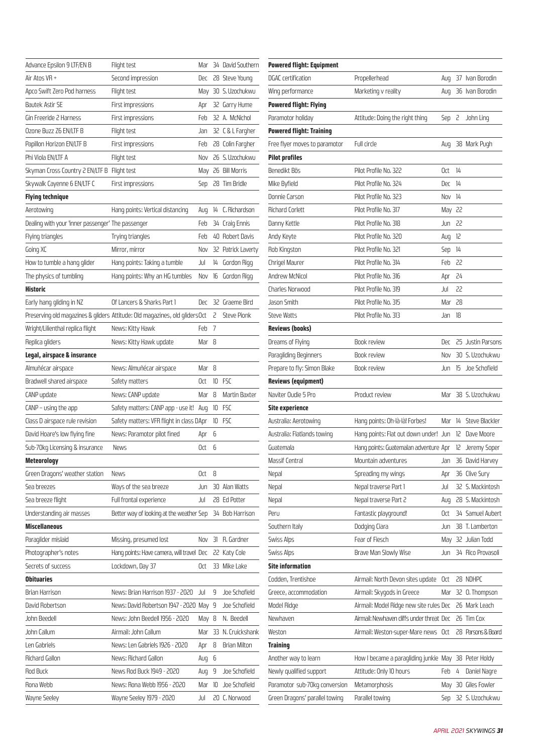| | | | | |
|---|---|---|---|---|
| Advance Epsilon 9 LTF/EN B | Flight test | Mar | 34 | David Southern |
| Air Atos VR + | Second impression | Dec | 28 | Steve Young |
| Apco Swift Zero Pod harness | Flight test | May | 30 | S. Uzochukwu |
| Bautek Astir SE | First impressions | Apr | 32 | Garry Hume |
| Gin Freeride 2 Harness | First impressions | Feb | 32 | A. McNichol |
| Ozone Buzz Z6 EN/LTF B | Flight test | Jan | 32 | C & L Fargher |
| Papillon Horizon EN/LTF B | First impressions | Feb | 28 | Colin Fargher |
| Phi Viola EN/LTF A | Flight test | Nov | 26 | S. Uzochukwu |
| Skyman Cross Country 2 EN/LTF B | Flight test | May | 26 | Bill Morris |
| Skywalk Cayenne 6 EN/LTF C | First impressions | Sep | 28 | Tim Bridle |
| **Flying technique** | | | | |
| Aerotowing | Hang points: Vertical distancing | Aug | 14 | C. Richardson |
| Dealing with your 'inner passenger' | The passenger | Feb | 34 | Craig Ennis |
| Flying triangles | Trying triangles | Feb | 40 | Robert Davis |
| Going XC | Mirror, mirror | Nov | 32 | Patrick Laverty |
| How to tumble a hang glider | Hang points: Taking a tumble | Jul | 14 | Gordon Rigg |
| The physics of tumbling | Hang points: Why an HG tumbles | Nov | 16 | Gordon Rigg |
| **Historic** | | | | |
| Early hang gliding in NZ | Of Lancers & Sharks Part 1 | Dec | 32 | Graeme Bird |
| Preserving old magazines & gliders | Attitude: Old magazines, old gliders | Oct | 2 | Steve Pionk |
| Wright/Lilienthal replica flight | News: Kitty Hawk | Feb | 7 | |
| Replica gliders | News: Kitty Hawk update | Mar | 8 | |
| **Legal, airspace & insurance** | | | | |
| Almuñécar airspace | News: Almuñécar airspace | Mar | 8 | |
| Bradwell shared airspace | Safety matters | Oct | 10 | FSC |
| CANP update | News: CANP update | Mar | 8 | Martin Baxter |
| CANP – using the app | Safety matters: CANP app - use it! | Aug | 10 | FSC |
| Class D airspace rule revision | Safety matters: VFR flight in class D | Apr | 10 | FSC |
| David Hoare's low flying fine | News: Paramotor pilot fined | Apr | 6 | |
| Sub-70kg Licensing & insurance | News | Oct | 6 | |
| **Meteorology** | | | | |
| Green Dragons' weather station | News | Oct | 8 | |
| Sea breezes | Ways of the sea breeze | Jun | 30 | Alan Watts |
| Sea breeze flight | Full frontal experience | Jul | 28 | Ed Potter |
| Understanding air masses | Better way of looking at the weather | Sep | 34 | Bob Harrison |
| **Miscellaneous** | | | | |
| Paraglider mislaid | Missing, presumed lost | Nov | 31 | R. Gardner |
| Photographer's notes | Hang points: Have camera, will travel | Dec | 22 | Katy Cole |
| Secrets of success | Lockdown, Day 37 | Oct | 33 | Mike Lake |
| **Obituaries** | | | | |
| Brian Harrison | News: Brian Harrison 1937 - 2020 | Jul | 9 | Joe Schofield |
| David Robertson | News: David Robertson 1947 - 2020 | May | 9 | Joe Schofield |
| John Beedell | News: John Beedell 1956 - 2020 | May | 8 | N. Beedell |
| John Callum | Airmail: John Callum | Mar | 33 | N. Cruickshank |
| Len Gabriels | News: Len Gabriels 1926 - 2020 | Apr | 8 | Brian Milton |
| Richard Gallon | News: Richard Gallon | Aug | 6 | |
| Rod Buck | News Rod Buck 1949 - 2020 | Aug | 9 | Joe Schofield |
| Rona Webb | News: Rona Webb 1956 - 2020 | Mar | 10 | Joe Schofield |
| Wayne Seeley | Wayne Seeley 1979 - 2020 | Jul | 20 | C. Norwood |
| **Powered flight: Equipment** | | | | |
| DGAC certification | Propellerhead | Aug | 37 | Ivan Borodin |
| Wing performance | Marketing v reality | Aug | 36 | Ivan Borodin |
| **Powered flight: Flying** | | | | |
| Paramotor holiday | Attitude: Doing the right thing | Sep | 2 | John Ling |
| **Powered flight: Training** | | | | |
| Free flyer moves to paramotor | Full circle | Aug | 38 | Mark Pugh |
| **Pilot profiles** | | | | |
| Benedikt Bös | Pilot Profile No. 322 | Oct | 14 | |
| Mike Byfield | Pilot Profile No. 324 | Dec | 14 | |
| Donnie Carson | Pilot Profile No. 323 | Nov | 14 | |
| Richard Corlett | Pilot Profile No. 317 | May | 22 | |
| Danny Kettle | Pilot Profile No. 318 | Jun | 22 | |
| Andy Keyte | Pilot Profile No. 320 | Aug | 12 | |
| Rob Kingston | Pilot Profile No. 321 | Sep | 14 | |
| Chrigel Maurer | Pilot Profile No. 314 | Feb | 22 | |
| Andrew McNicol | Pilot Profile No. 316 | Apr | 24 | |
| Charles Norwood | Pilot Profile No. 319 | Jul | 22 | |
| Jason Smith | Pilot Profile No. 315 | Mar | 28 | |
| Steve Watts | Pilot Profile No. 313 | Jan | 18 | |
| **Reviews (books)** | | | | |
| Dreams of Flying | Book review | Dec | 25 | Justin Parsons |
| Paragliding Beginners | Book review | Nov | 30 | S. Uzochukwu |
| Prepare to fly: Simon Blake | Book review | Jun | 15 | Joe Schofield |
| **Reviews (equipment)** | | | | |
| Naviter Oudie 5 Pro | Product review | Mar | 38 | S. Uzochukwu |
| **Site experience** | | | | |
| Australia: Aerotowing | Hang points: Oh-là-là! Forbes! | Mar | 14 | Steve Blackler |
| Australia: Flatlands towing | Hang points: Flat out down under! | Jun | 12 | Dave Moore |
| Guatemala | Hang points: Guatemalan adventure | Apr | 12 | Jeremy Soper |
| Massif Central | Mountain adventures | Jan | 36 | David Harvey |
| Nepal | Spreading my wings | Apr | 36 | Clive Sury |
| Nepal | Nepal traverse Part 1 | Jul | 32 | S. Mackintosh |
| Nepal | Nepal traverse Part 2 | Aug | 28 | S. Mackintosh |
| Peru | Fantastic playground! | Oct | 34 | Samuel Aubert |
| Southern Italy | Dodging Ciara | Jun | 38 | T. Lamberton |
| Swiss Alps | Fear of Fiesch | May | 32 | Julian Todd |
| Swiss Alps | Brave Man Slowly Wise | Jun | 34 | Rico Provasoli |
| **Site information** | | | | |
| Codden, Trentishoe | Airmail: North Devon sites update | Oct | 28 | NDHPC |
| Greece, accommodation | Airmail: Skygods in Greece | Mar | 32 | O. Thompson |
| Model Ridge | Airmail: Model Ridge new site rules | Dec | 26 | Mark Leach |
| Newhaven | Airmail: Newhaven cliffs under threat | Dec | 26 | Tim Cox |
| Weston | Airmail: Weston-super-Mare news | Oct | 28 | Parsons & Board |
| **Training** | | | | |
| Another way to learn | How I became a paragliding junkie | May | 38 | Peter Holdy |
| Newly qualified support | Attitude: Only 10 hours | Feb | 4 | Daniel Nagre |
| Paramotor sub-70kg conversion | Metamorphosis | May | 30 | Giles Fowler |
| Green Dragons' parallel towing | Parallel towing | Sep | 32 | S. Uzochukwu |